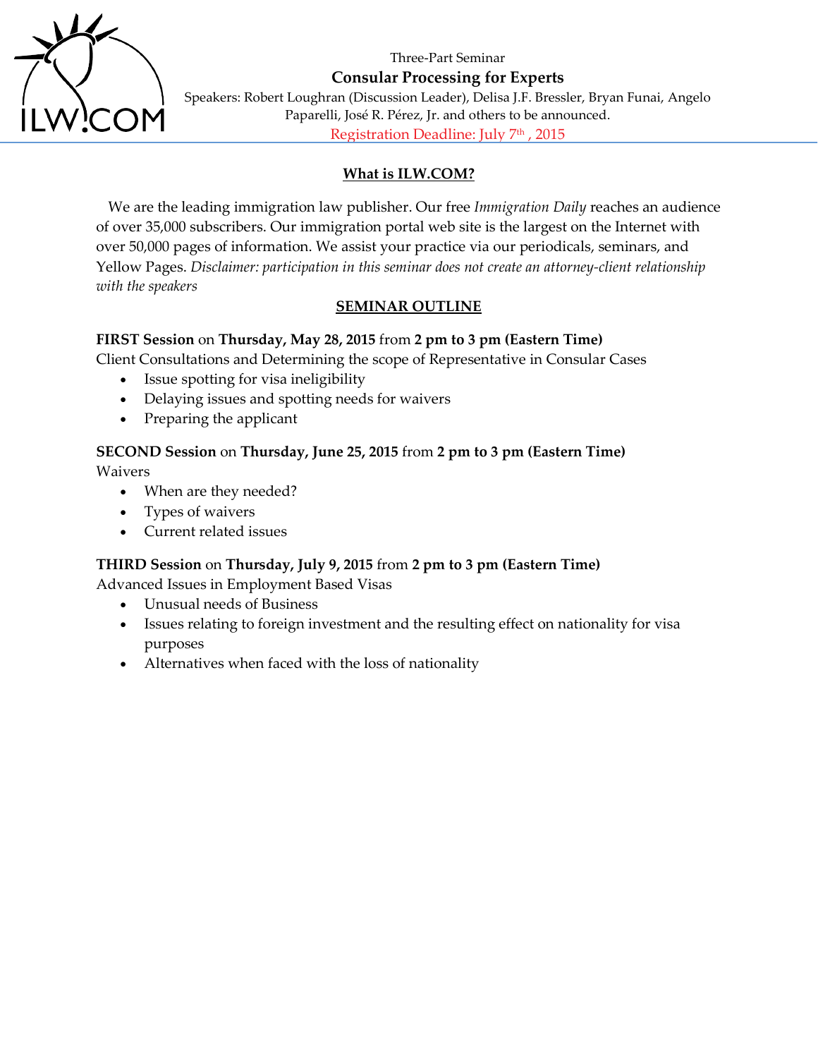Three-Part Seminar

# Consular Processing for Experts

Speakers: Robert Loughran (Discussion Leader), Delisa J.F. Bressler, Bryan Funai, Angelo Paparelli, José R. Pérez, Jr. and others to be announced.

Registration Deadline: July 7th , 2015

## What is ILW.COM?

We are the leading immigration law publisher. Our free *Immigration Daily* reaches an audience of over 35,000 subscribers. Our immigration portal web site is the largest on the Internet with over 50,000 pages of information. We assist your practice via our periodicals, seminars, and Yellow Pages. *Disclaimer: participation in this seminar does not create an attorney-client relationship with the speakers*

## SEMINAR OUTLINE

**FIRST Session** on **Thursday, May 28, 2015** from **2 pm to 3 pm (Eastern Time)**

Client Consultations and Determining the scope of Representative in Consular Cases

- Issue spotting for visa ineligibility
- Delaying issues and spotting needs for waivers
- Preparing the applicant

**SECOND Session** on **Thursday, June 25, 2015** from **2 pm to 3 pm (Eastern Time)**

Waivers

- When are they needed?
- Types of waivers
- Current related issues

**THIRD Session** on **Thursday, July 9, 2015** from **2 pm to 3 pm (Eastern Time)**

Advanced Issues in Employment Based Visas

- Unusual needs of Business
- Issues relating to foreign investment and the resulting effect on nationality for visa purposes
- Alternatives when faced with the loss of nationality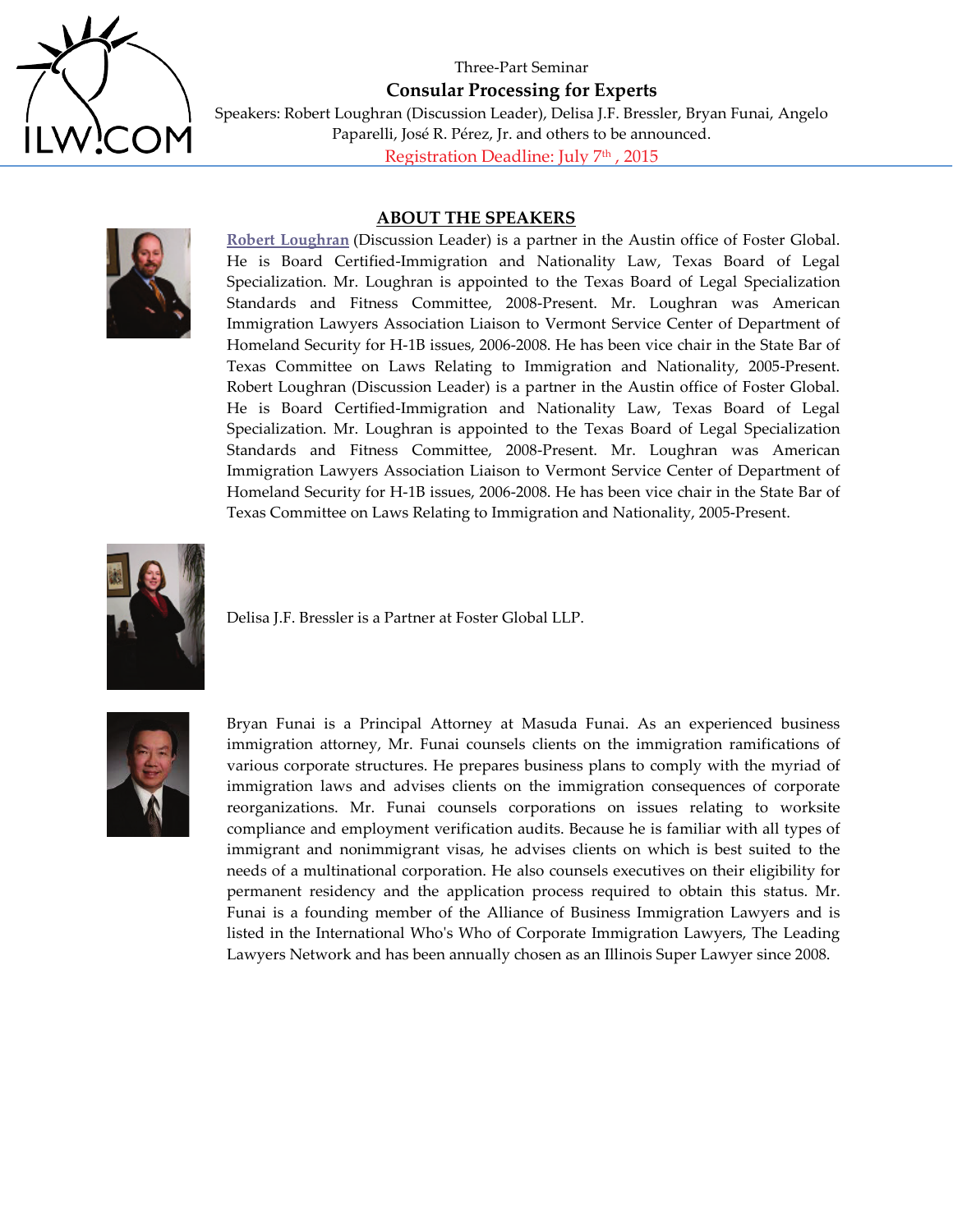## ABOUT THE SPEAKERS

**Robert Loughran** (Discussion Leader) is a partner in the Austin office of Foster Global. He is Board Certified-Immigration and Nationality Law, Texas Board of Legal Specialization. Mr. Loughran is appointed to the Texas Board of Legal Specialization Standards and Fitness Committee, 2008-Present. Mr. Loughran was American Immigration Lawyers Association Liaison to Vermont Service Center of Department of Homeland Security for H-1B issues, 2006-2008. He has been vice chair in the State Bar of Texas Committee on Laws Relating to Immigration and Nationality, 2005-Present. Robert Loughran (Discussion Leader) is a partner in the Austin office of Foster Global. He is Board Certified-Immigration and Nationality Law, Texas Board of Legal Specialization. Mr. Loughran is appointed to the Texas Board of Legal Specialization Standards and Fitness Committee, 2008-Present. Mr. Loughran was American Immigration Lawyers Association Liaison to Vermont Service Center of Department of Homeland Security for H-1B issues, 2006-2008. He has been vice chair in the State Bar of Texas Committee on Laws Relating to Immigration and Nationality, 2005-Present.

Delisa J.F. Bressler is a Partner at Foster Global LLP.

Bryan Funai is a Principal Attorney at Masuda Funai. As an experienced business immigration attorney, Mr. Funai counsels clients on the immigration ramifications of various corporate structures. He prepares business plans to comply with the myriad of immigration laws and advises clients on the immigration consequences of corporate reorganizations. Mr. Funai counsels corporations on issues relating to worksite compliance and employment verification audits. Because he is familiar with all types of immigrant and nonimmigrant visas, he advises clients on which is best suited to the needs of a multinational corporation. He also counsels executives on their eligibility for permanent residency and the application process required to obtain this status. Mr. Funai is a founding member of the Alliance of Business Immigration Lawyers and is listed in the International Who's Who of Corporate Immigration Lawyers, The Leading Lawyers Network and has been annually chosen as an Illinois Super Lawyer since 2008.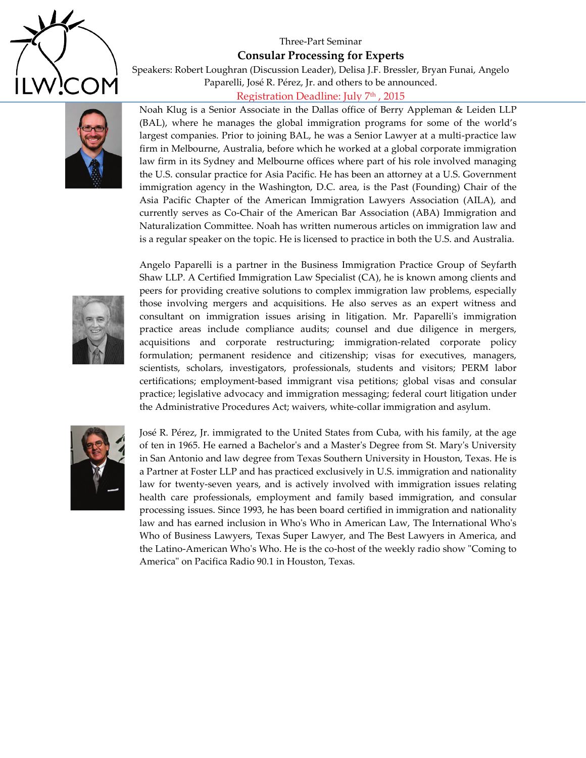Three-Part Seminar

**Consular Processing for Experts**

Speakers: Robert Loughran (Discussion Leader), Delisa J.F. Bressler, Bryan Funai, Angelo Paparelli, José R. Pérez, Jr. and others to be announced.

Registration Deadline: July 7th , 2015

Noah Klug is a Senior Associate in the Dallas office of Berry Appleman & Leiden LLP (BAL), where he manages the global immigration programs for some of the world's largest companies. Prior to joining BAL, he was a Senior Lawyer at a multi-practice law firm in Melbourne, Australia, before which he worked at a global corporate immigration law firm in its Sydney and Melbourne offices where part of his role involved managing the U.S. consular practice for Asia Pacific. He has been an attorney at a U.S. Government immigration agency in the Washington, D.C. area, is the Past (Founding) Chair of the Asia Pacific Chapter of the American Immigration Lawyers Association (AILA), and currently serves as Co-Chair of the American Bar Association (ABA) Immigration and Naturalization Committee. Noah has written numerous articles on immigration law and is a regular speaker on the topic. He is licensed to practice in both the U.S. and Australia.

Angelo Paparelli is a partner in the Business Immigration Practice Group of Seyfarth Shaw LLP. A Certified Immigration Law Specialist (CA), he is known among clients and peers for providing creative solutions to complex immigration law problems, especially those involving mergers and acquisitions. He also serves as an expert witness and consultant on immigration issues arising in litigation. Mr. Paparelli's immigration practice areas include compliance audits; counsel and due diligence in mergers, acquisitions and corporate restructuring; immigration-related corporate policy formulation; permanent residence and citizenship; visas for executives, managers, scientists, scholars, investigators, professionals, students and visitors; PERM labor certifications; employment-based immigrant visa petitions; global visas and consular practice; legislative advocacy and immigration messaging; federal court litigation under the Administrative Procedures Act; waivers, white-collar immigration and asylum.

José R. Pérez, Jr. immigrated to the United States from Cuba, with his family, at the age of ten in 1965. He earned a Bachelor's and a Master's Degree from St. Mary's University in San Antonio and law degree from Texas Southern University in Houston, Texas. He is a Partner at Foster LLP and has practiced exclusively in U.S. immigration and nationality law for twenty-seven years, and is actively involved with immigration issues relating health care professionals, employment and family based immigration, and consular processing issues. Since 1993, he has been board certified in immigration and nationality law and has earned inclusion in Who's Who in American Law, The International Who's Who of Business Lawyers, Texas Super Lawyer, and The Best Lawyers in America, and the Latino-American Who's Who. He is the co-host of the weekly radio show "Coming to America" on Pacifica Radio 90.1 in Houston, Texas.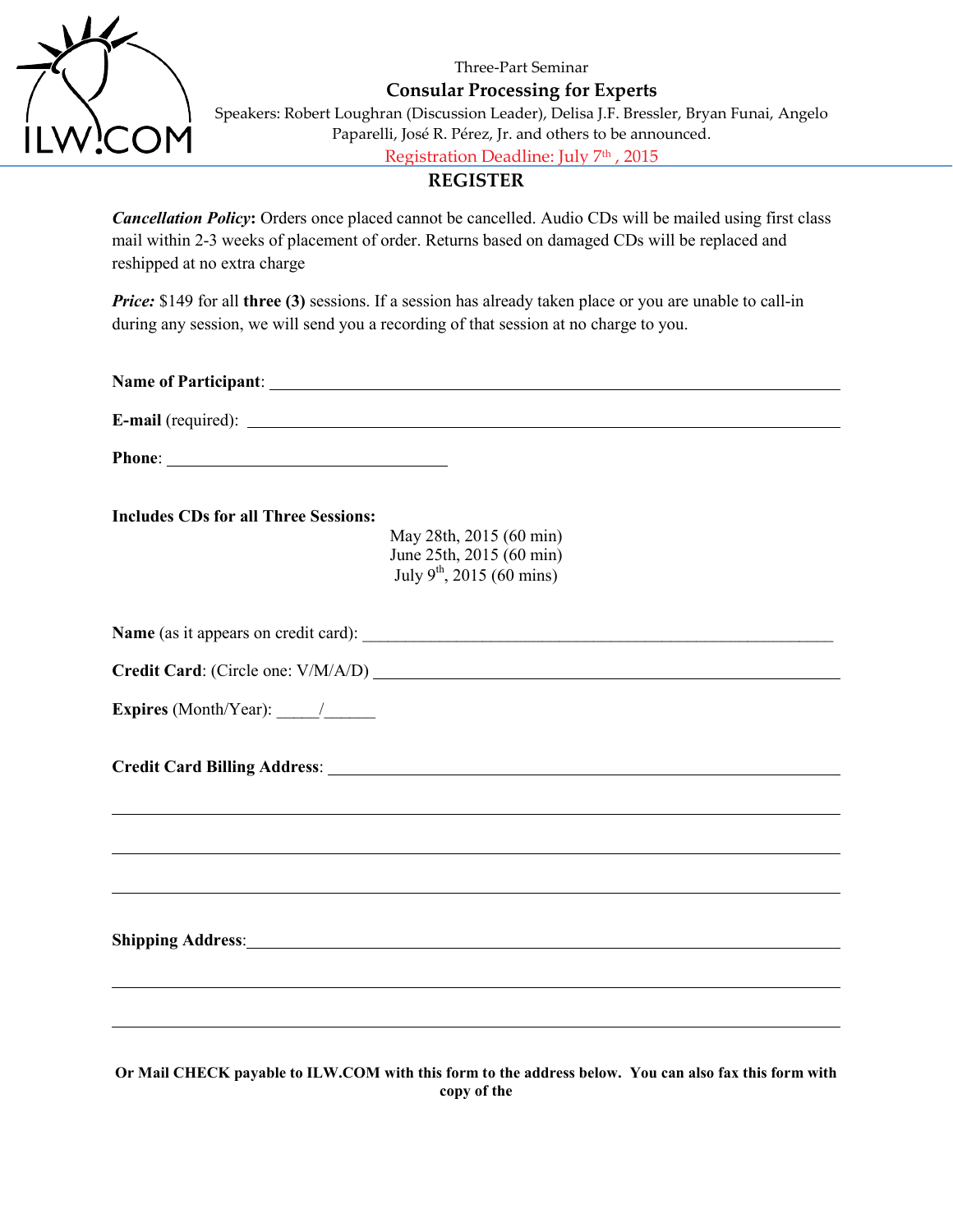Three-Part Seminar

## Consular Processing for Experts

Speakers: Robert Loughran (Discussion Leader), Delisa J.F. Bressler, Bryan Funai, Angelo Paparelli, José R. Pérez, Jr. and others to be announced.

Registration Deadline: July 7th , 2015

## REGISTER

***Cancellation Policy*:** Orders once placed cannot be cancelled. Audio CDs will be mailed using first class mail within 2-3 weeks of placement of order. Returns based on damaged CDs will be replaced and reshipped at no extra charge

***Price:*** $149 for all **three (3)** sessions. If a session has already taken place or you are unable to call-in during any session, we will send you a recording of that session at no charge to you.

**Name of Participant**: ______________________________

**E-mail** (required): ______________________________

**Phone**: ______________________________

**Includes CDs for all Three Sessions:**

May 28th, 2015 (60 min)
June 25th, 2015 (60 min)
July 9th, 2015 (60 mins)

**Name** (as it appears on credit card): ______________________________

**Credit Card**: (Circle one: V/M/A/D) ______________________________

**Expires** (Month/Year): _____/______

**Credit Card Billing Address**: ______________________________

______________________________

______________________________

______________________________

**Shipping Address**: ______________________________

______________________________

______________________________

**Or Mail CHECK payable to ILW.COM with this form to the address below. You can also fax this form with copy of the**